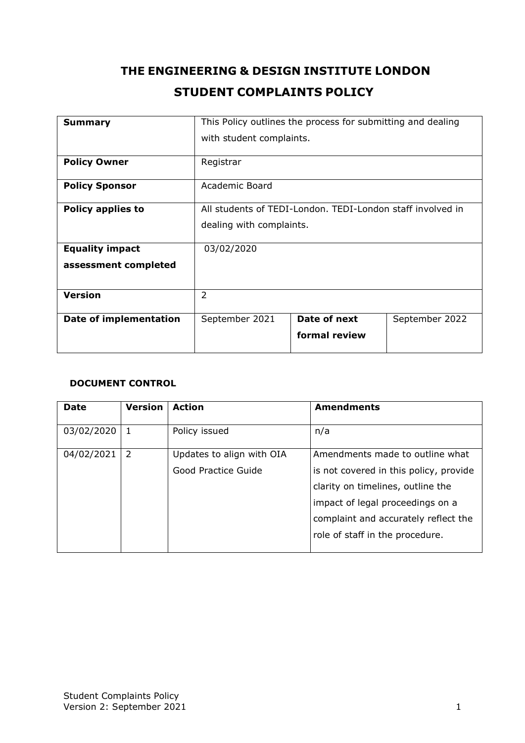# THE ENGINEERING & DESIGN INSTITUTE LONDON

# STUDENT COMPLAINTS POLICY

| **Summary** | This Policy outlines the process for submitting and dealing with student complaints. | | |
|---|---|---|---|
| **Policy Owner** | Registrar | | |
| **Policy Sponsor** | Academic Board | | |
| **Policy applies to** | All students of TEDI-London. TEDI-London staff involved in dealing with complaints. | | |
| **Equality impact assessment completed** | 03/02/2020 | | |
| **Version** | 2 | | |
| **Date of implementation** | September 2021 | **Date of next formal review** | September 2022 |

**DOCUMENT CONTROL**

| Date | Version | Action | Amendments |
|---|---|---|---|
| 03/02/2020 | 1 | Policy issued | n/a |
| 04/02/2021 | 2 | Updates to align with OIA Good Practice Guide | Amendments made to outline what is not covered in this policy, provide clarity on timelines, outline the impact of legal proceedings on a complaint and accurately reflect the role of staff in the procedure. |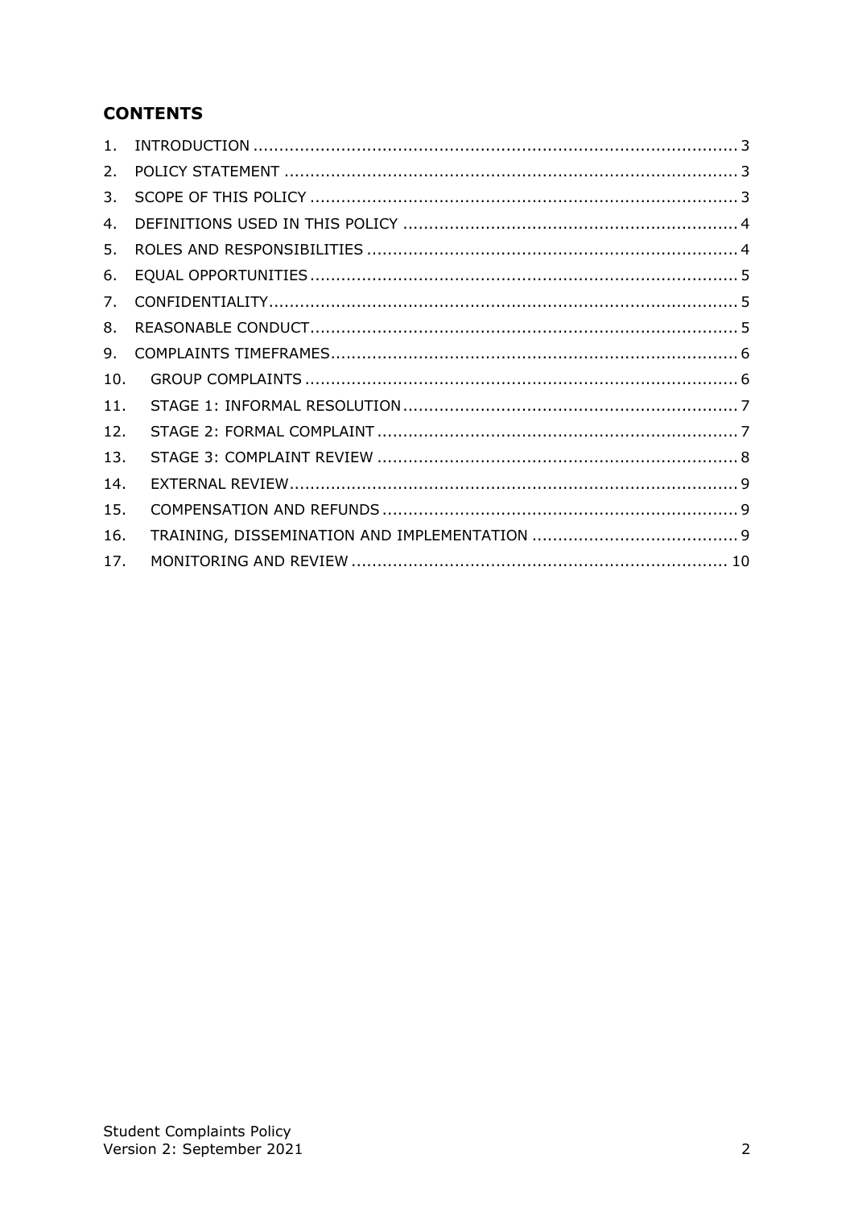## CONTENTS

1. INTRODUCTION .......... 3
2. POLICY STATEMENT .......... 3
3. SCOPE OF THIS POLICY .......... 3
4. DEFINITIONS USED IN THIS POLICY .......... 4
5. ROLES AND RESPONSIBILITIES .......... 4
6. EQUAL OPPORTUNITIES .......... 5
7. CONFIDENTIALITY .......... 5
8. REASONABLE CONDUCT .......... 5
9. COMPLAINTS TIMEFRAMES .......... 6
10. GROUP COMPLAINTS .......... 6
11. STAGE 1: INFORMAL RESOLUTION .......... 7
12. STAGE 2: FORMAL COMPLAINT .......... 7
13. STAGE 3: COMPLAINT REVIEW .......... 8
14. EXTERNAL REVIEW .......... 9
15. COMPENSATION AND REFUNDS .......... 9
16. TRAINING, DISSEMINATION AND IMPLEMENTATION .......... 9
17. MONITORING AND REVIEW .......... 10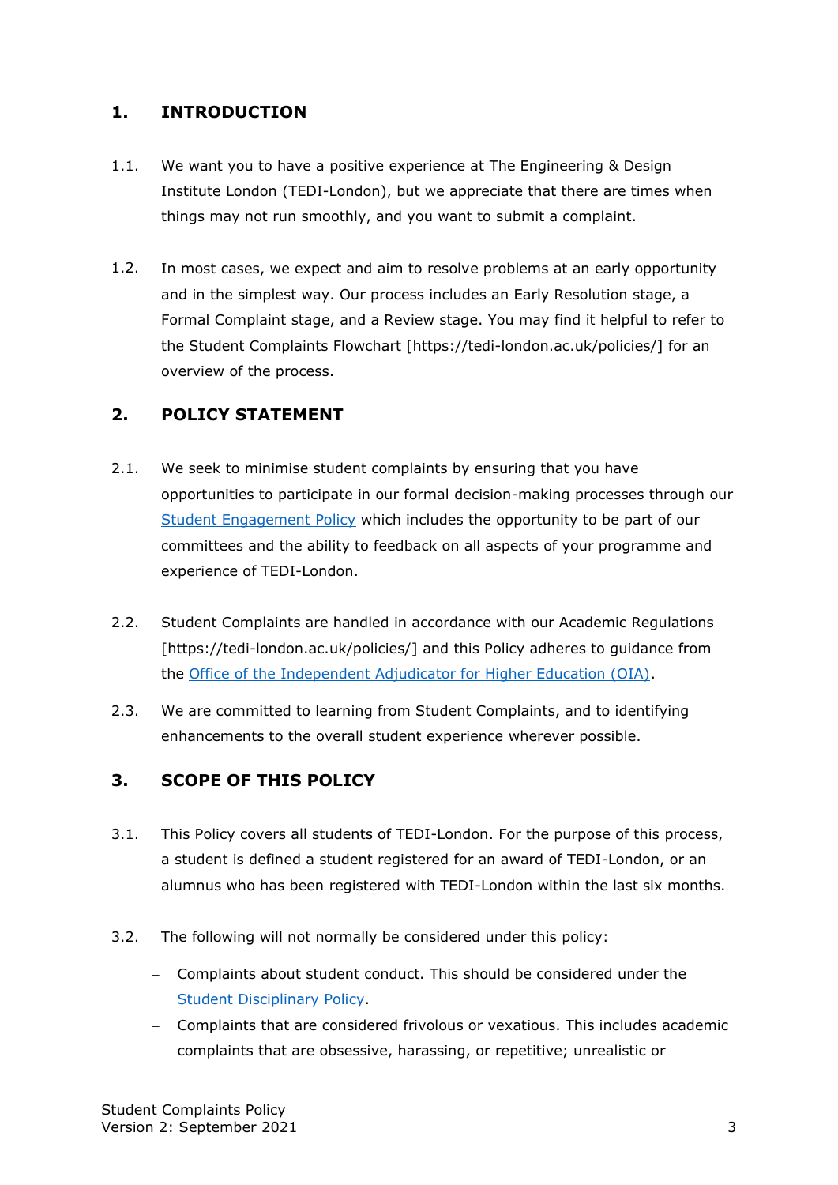## 1. INTRODUCTION

1.1. We want you to have a positive experience at The Engineering & Design Institute London (TEDI-London), but we appreciate that there are times when things may not run smoothly, and you want to submit a complaint.

1.2. In most cases, we expect and aim to resolve problems at an early opportunity and in the simplest way. Our process includes an Early Resolution stage, a Formal Complaint stage, and a Review stage. You may find it helpful to refer to the Student Complaints Flowchart [https://tedi-london.ac.uk/policies/] for an overview of the process.

## 2. POLICY STATEMENT

2.1. We seek to minimise student complaints by ensuring that you have opportunities to participate in our formal decision-making processes through our Student Engagement Policy which includes the opportunity to be part of our committees and the ability to feedback on all aspects of your programme and experience of TEDI-London.

2.2. Student Complaints are handled in accordance with our Academic Regulations [https://tedi-london.ac.uk/policies/] and this Policy adheres to guidance from the Office of the Independent Adjudicator for Higher Education (OIA).

2.3. We are committed to learning from Student Complaints, and to identifying enhancements to the overall student experience wherever possible.

## 3. SCOPE OF THIS POLICY

3.1. This Policy covers all students of TEDI-London. For the purpose of this process, a student is defined a student registered for an award of TEDI-London, or an alumnus who has been registered with TEDI-London within the last six months.

3.2. The following will not normally be considered under this policy:

- Complaints about student conduct. This should be considered under the Student Disciplinary Policy.
- Complaints that are considered frivolous or vexatious. This includes academic complaints that are obsessive, harassing, or repetitive; unrealistic or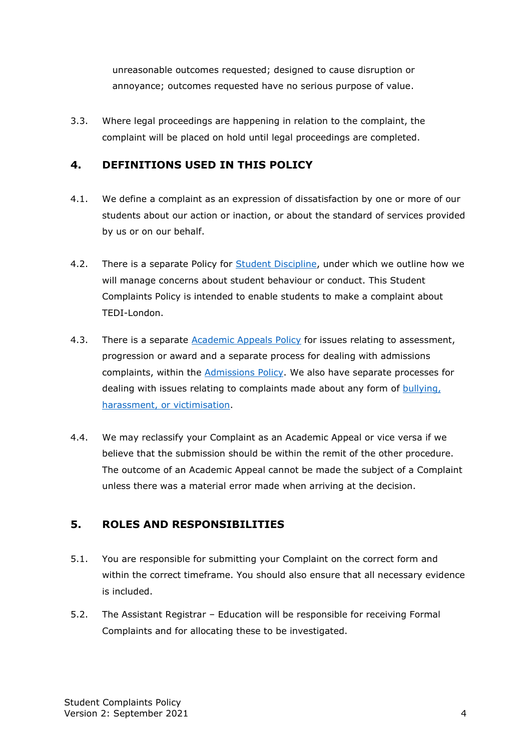unreasonable outcomes requested; designed to cause disruption or annoyance; outcomes requested have no serious purpose of value.

3.3. Where legal proceedings are happening in relation to the complaint, the complaint will be placed on hold until legal proceedings are completed.

## 4. DEFINITIONS USED IN THIS POLICY

4.1. We define a complaint as an expression of dissatisfaction by one or more of our students about our action or inaction, or about the standard of services provided by us or on our behalf.

4.2. There is a separate Policy for Student Discipline, under which we outline how we will manage concerns about student behaviour or conduct. This Student Complaints Policy is intended to enable students to make a complaint about TEDI-London.

4.3. There is a separate Academic Appeals Policy for issues relating to assessment, progression or award and a separate process for dealing with admissions complaints, within the Admissions Policy. We also have separate processes for dealing with issues relating to complaints made about any form of bullying, harassment, or victimisation.

4.4. We may reclassify your Complaint as an Academic Appeal or vice versa if we believe that the submission should be within the remit of the other procedure. The outcome of an Academic Appeal cannot be made the subject of a Complaint unless there was a material error made when arriving at the decision.

## 5. ROLES AND RESPONSIBILITIES

5.1. You are responsible for submitting your Complaint on the correct form and within the correct timeframe. You should also ensure that all necessary evidence is included.

5.2. The Assistant Registrar – Education will be responsible for receiving Formal Complaints and for allocating these to be investigated.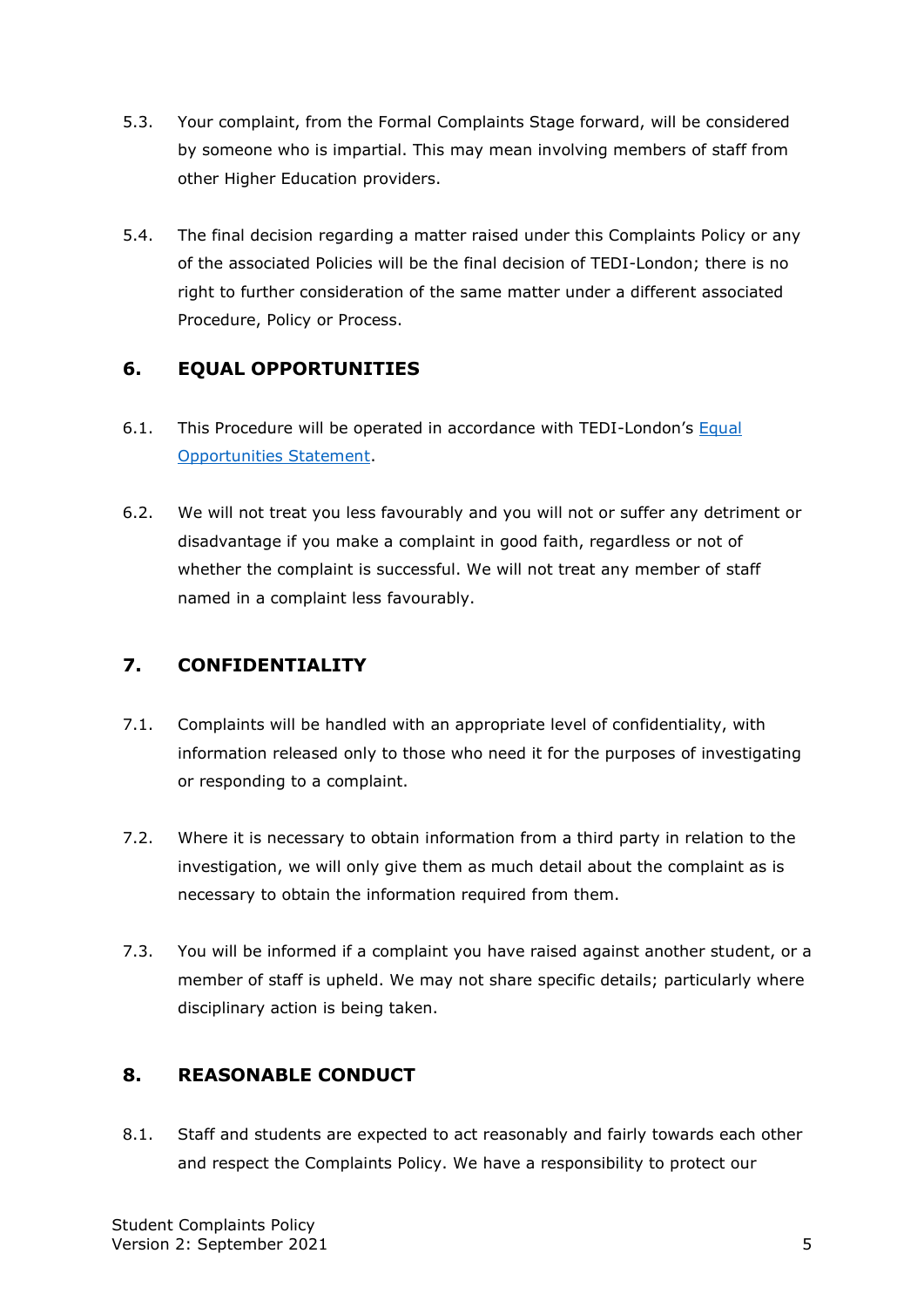5.3. Your complaint, from the Formal Complaints Stage forward, will be considered by someone who is impartial. This may mean involving members of staff from other Higher Education providers.

5.4. The final decision regarding a matter raised under this Complaints Policy or any of the associated Policies will be the final decision of TEDI-London; there is no right to further consideration of the same matter under a different associated Procedure, Policy or Process.

## 6. EQUAL OPPORTUNITIES

6.1. This Procedure will be operated in accordance with TEDI-London's [Equal Opportunities Statement](#).

6.2. We will not treat you less favourably and you will not or suffer any detriment or disadvantage if you make a complaint in good faith, regardless or not of whether the complaint is successful. We will not treat any member of staff named in a complaint less favourably.

## 7. CONFIDENTIALITY

7.1. Complaints will be handled with an appropriate level of confidentiality, with information released only to those who need it for the purposes of investigating or responding to a complaint.

7.2. Where it is necessary to obtain information from a third party in relation to the investigation, we will only give them as much detail about the complaint as is necessary to obtain the information required from them.

7.3. You will be informed if a complaint you have raised against another student, or a member of staff is upheld. We may not share specific details; particularly where disciplinary action is being taken.

## 8. REASONABLE CONDUCT

8.1. Staff and students are expected to act reasonably and fairly towards each other and respect the Complaints Policy. We have a responsibility to protect our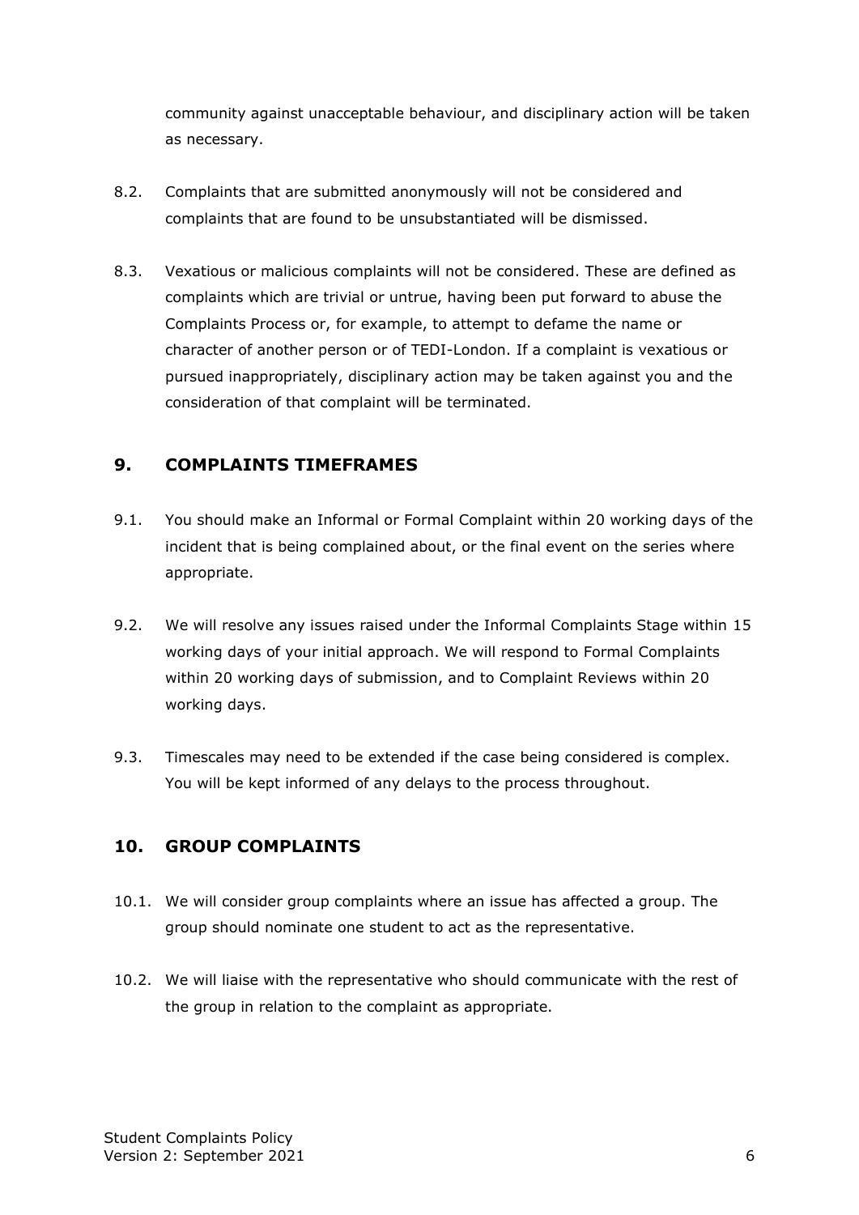community against unacceptable behaviour, and disciplinary action will be taken as necessary.

8.2. Complaints that are submitted anonymously will not be considered and complaints that are found to be unsubstantiated will be dismissed.

8.3. Vexatious or malicious complaints will not be considered. These are defined as complaints which are trivial or untrue, having been put forward to abuse the Complaints Process or, for example, to attempt to defame the name or character of another person or of TEDI-London. If a complaint is vexatious or pursued inappropriately, disciplinary action may be taken against you and the consideration of that complaint will be terminated.

## 9. COMPLAINTS TIMEFRAMES

9.1. You should make an Informal or Formal Complaint within 20 working days of the incident that is being complained about, or the final event on the series where appropriate.

9.2. We will resolve any issues raised under the Informal Complaints Stage within 15 working days of your initial approach. We will respond to Formal Complaints within 20 working days of submission, and to Complaint Reviews within 20 working days.

9.3. Timescales may need to be extended if the case being considered is complex. You will be kept informed of any delays to the process throughout.

## 10. GROUP COMPLAINTS

10.1. We will consider group complaints where an issue has affected a group. The group should nominate one student to act as the representative.

10.2. We will liaise with the representative who should communicate with the rest of the group in relation to the complaint as appropriate.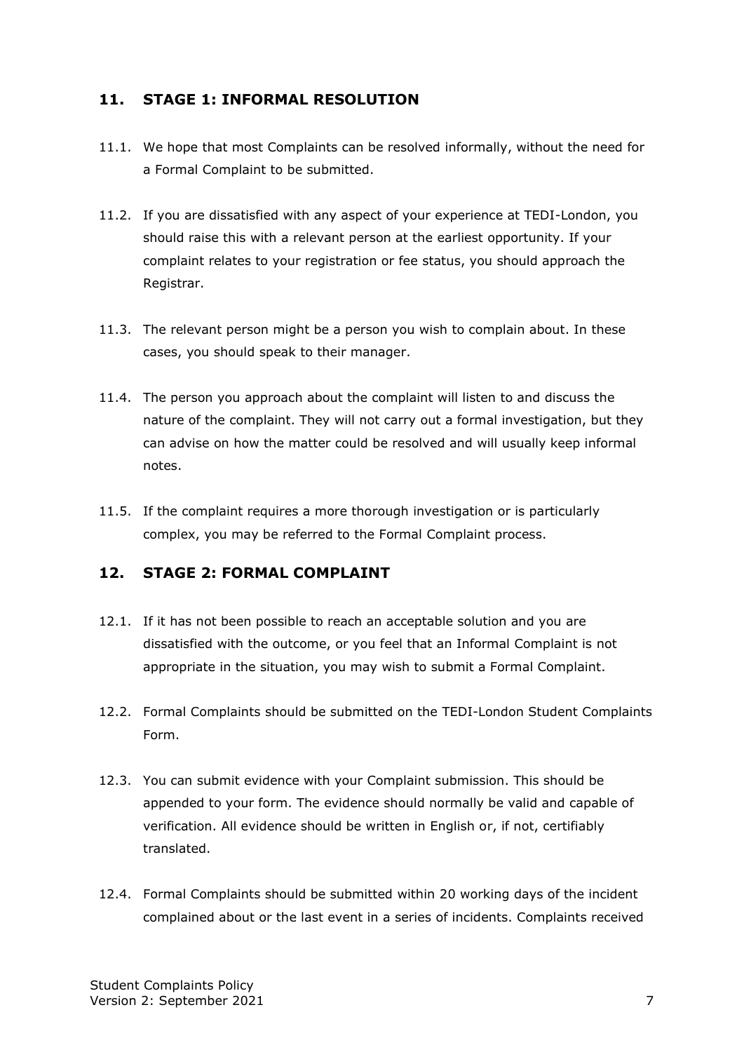## 11. STAGE 1: INFORMAL RESOLUTION

11.1. We hope that most Complaints can be resolved informally, without the need for a Formal Complaint to be submitted.

11.2. If you are dissatisfied with any aspect of your experience at TEDI-London, you should raise this with a relevant person at the earliest opportunity. If your complaint relates to your registration or fee status, you should approach the Registrar.

11.3. The relevant person might be a person you wish to complain about. In these cases, you should speak to their manager.

11.4. The person you approach about the complaint will listen to and discuss the nature of the complaint. They will not carry out a formal investigation, but they can advise on how the matter could be resolved and will usually keep informal notes.

11.5. If the complaint requires a more thorough investigation or is particularly complex, you may be referred to the Formal Complaint process.

## 12. STAGE 2: FORMAL COMPLAINT

12.1. If it has not been possible to reach an acceptable solution and you are dissatisfied with the outcome, or you feel that an Informal Complaint is not appropriate in the situation, you may wish to submit a Formal Complaint.

12.2. Formal Complaints should be submitted on the TEDI-London Student Complaints Form.

12.3. You can submit evidence with your Complaint submission. This should be appended to your form. The evidence should normally be valid and capable of verification. All evidence should be written in English or, if not, certifiably translated.

12.4. Formal Complaints should be submitted within 20 working days of the incident complained about or the last event in a series of incidents. Complaints received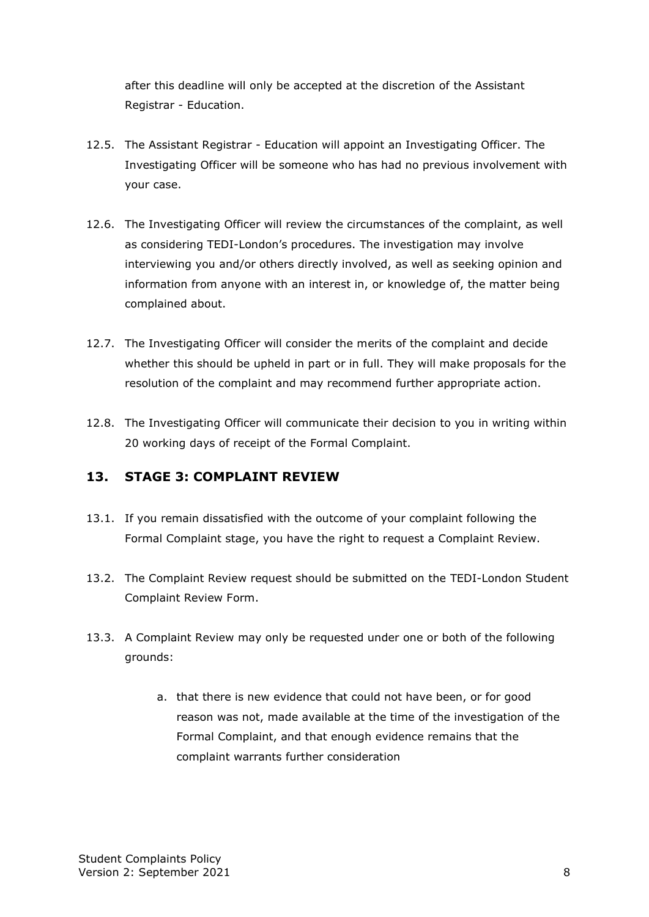after this deadline will only be accepted at the discretion of the Assistant Registrar - Education.

12.5. The Assistant Registrar - Education will appoint an Investigating Officer. The Investigating Officer will be someone who has had no previous involvement with your case.

12.6. The Investigating Officer will review the circumstances of the complaint, as well as considering TEDI-London's procedures. The investigation may involve interviewing you and/or others directly involved, as well as seeking opinion and information from anyone with an interest in, or knowledge of, the matter being complained about.

12.7. The Investigating Officer will consider the merits of the complaint and decide whether this should be upheld in part or in full. They will make proposals for the resolution of the complaint and may recommend further appropriate action.

12.8. The Investigating Officer will communicate their decision to you in writing within 20 working days of receipt of the Formal Complaint.

## 13. STAGE 3: COMPLAINT REVIEW

13.1. If you remain dissatisfied with the outcome of your complaint following the Formal Complaint stage, you have the right to request a Complaint Review.

13.2. The Complaint Review request should be submitted on the TEDI-London Student Complaint Review Form.

13.3. A Complaint Review may only be requested under one or both of the following grounds:

a. that there is new evidence that could not have been, or for good reason was not, made available at the time of the investigation of the Formal Complaint, and that enough evidence remains that the complaint warrants further consideration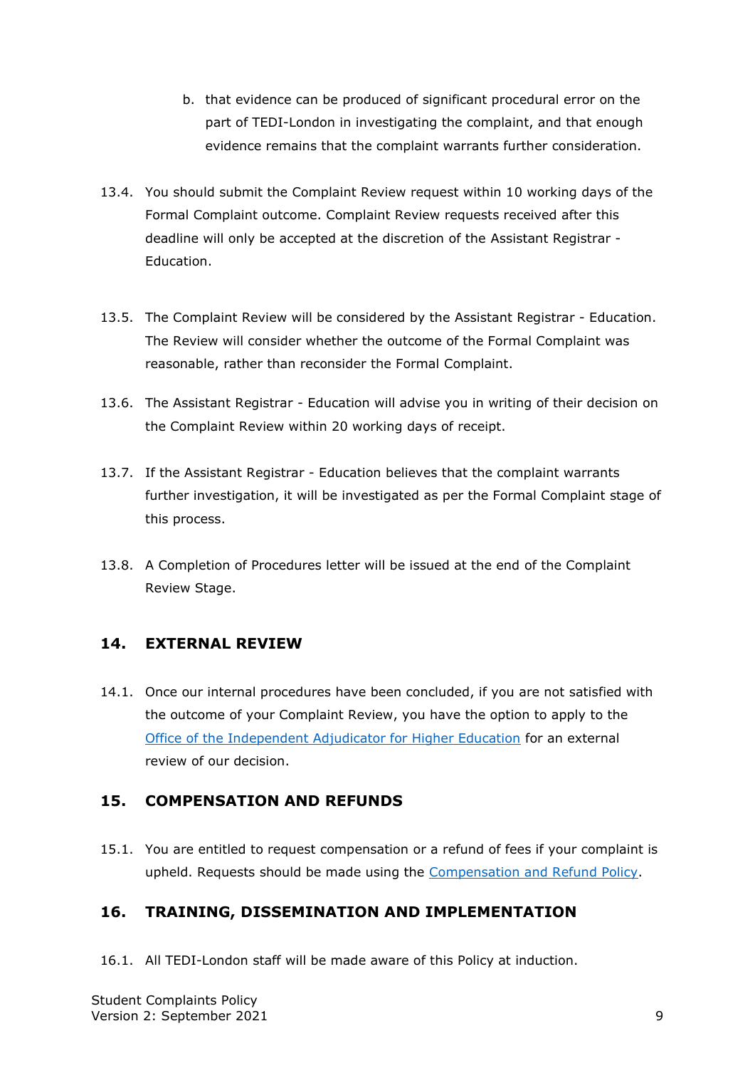b. that evidence can be produced of significant procedural error on the part of TEDI-London in investigating the complaint, and that enough evidence remains that the complaint warrants further consideration.

13.4. You should submit the Complaint Review request within 10 working days of the Formal Complaint outcome. Complaint Review requests received after this deadline will only be accepted at the discretion of the Assistant Registrar - Education.

13.5. The Complaint Review will be considered by the Assistant Registrar - Education. The Review will consider whether the outcome of the Formal Complaint was reasonable, rather than reconsider the Formal Complaint.

13.6. The Assistant Registrar - Education will advise you in writing of their decision on the Complaint Review within 20 working days of receipt.

13.7. If the Assistant Registrar - Education believes that the complaint warrants further investigation, it will be investigated as per the Formal Complaint stage of this process.

13.8. A Completion of Procedures letter will be issued at the end of the Complaint Review Stage.

## 14. EXTERNAL REVIEW

14.1. Once our internal procedures have been concluded, if you are not satisfied with the outcome of your Complaint Review, you have the option to apply to the [Office of the Independent Adjudicator for Higher Education]() for an external review of our decision.

## 15. COMPENSATION AND REFUNDS

15.1. You are entitled to request compensation or a refund of fees if your complaint is upheld. Requests should be made using the [Compensation and Refund Policy]().

## 16. TRAINING, DISSEMINATION AND IMPLEMENTATION

16.1. All TEDI-London staff will be made aware of this Policy at induction.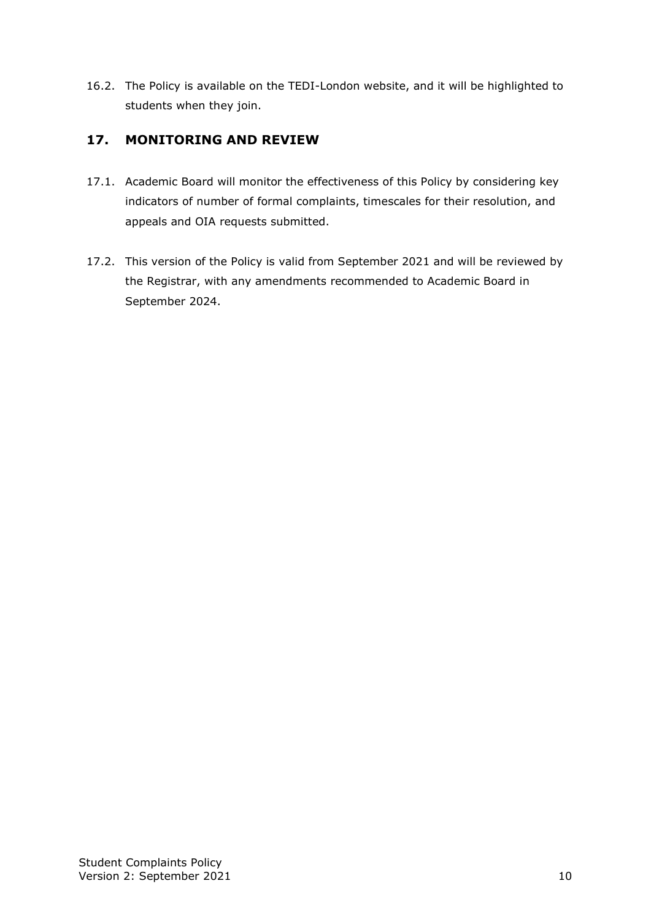16.2. The Policy is available on the TEDI-London website, and it will be highlighted to students when they join.

## 17. MONITORING AND REVIEW

17.1. Academic Board will monitor the effectiveness of this Policy by considering key indicators of number of formal complaints, timescales for their resolution, and appeals and OIA requests submitted.

17.2. This version of the Policy is valid from September 2021 and will be reviewed by the Registrar, with any amendments recommended to Academic Board in September 2024.